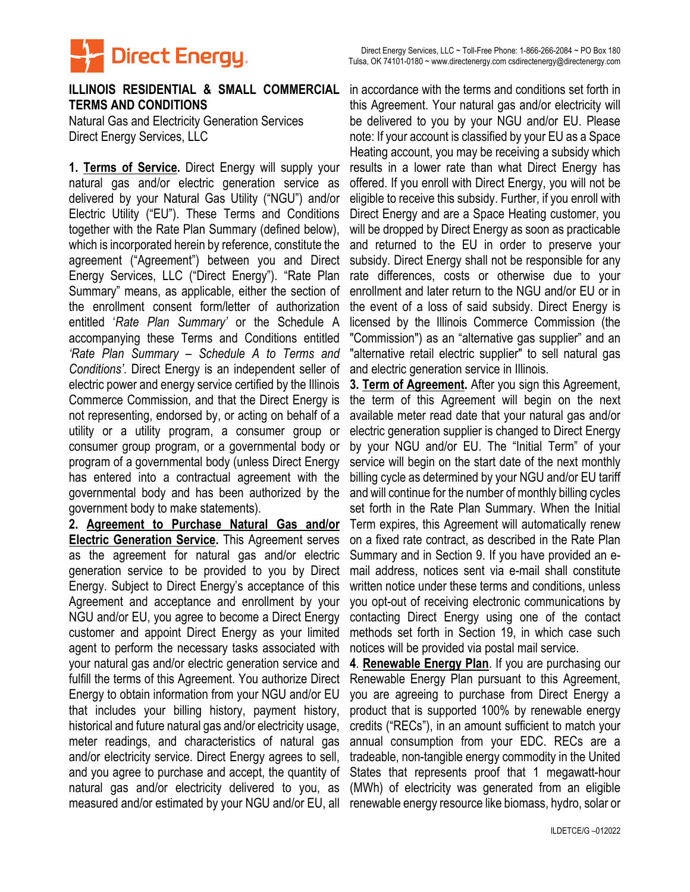Direct Energy Services, LLC ~ Toll-Free Phone: 1-866-266-2084 ~ PO Box 180 Tulsa, OK 74101-0180 ~ www.directenergy.com csdirectenergy@directenergy.com

## ILLINOIS RESIDENTIAL & SMALL COMMERCIAL TERMS AND CONDITIONS

Natural Gas and Electricity Generation Services
Direct Energy Services, LLC

**1. Terms of Service.** Direct Energy will supply your natural gas and/or electric generation service as delivered by your Natural Gas Utility ("NGU") and/or Electric Utility ("EU"). These Terms and Conditions together with the Rate Plan Summary (defined below), which is incorporated herein by reference, constitute the agreement ("Agreement") between you and Direct Energy Services, LLC ("Direct Energy"). "Rate Plan Summary" means, as applicable, either the section of the enrollment consent form/letter of authorization entitled '*Rate Plan Summary'* or the Schedule A accompanying these Terms and Conditions entitled *'Rate Plan Summary – Schedule A to Terms and Conditions'*. Direct Energy is an independent seller of electric power and energy service certified by the Illinois Commerce Commission, and that the Direct Energy is not representing, endorsed by, or acting on behalf of a utility or a utility program, a consumer group or consumer group program, or a governmental body or program of a governmental body (unless Direct Energy has entered into a contractual agreement with the governmental body and has been authorized by the government body to make statements).

**2. Agreement to Purchase Natural Gas and/or Electric Generation Service.** This Agreement serves as the agreement for natural gas and/or electric generation service to be provided to you by Direct Energy. Subject to Direct Energy's acceptance of this Agreement and acceptance and enrollment by your NGU and/or EU, you agree to become a Direct Energy customer and appoint Direct Energy as your limited agent to perform the necessary tasks associated with your natural gas and/or electric generation service and fulfill the terms of this Agreement. You authorize Direct Energy to obtain information from your NGU and/or EU that includes your billing history, payment history, historical and future natural gas and/or electricity usage, meter readings, and characteristics of natural gas and/or electricity service. Direct Energy agrees to sell, and you agree to purchase and accept, the quantity of natural gas and/or electricity delivered to you, as measured and/or estimated by your NGU and/or EU, all in accordance with the terms and conditions set forth in this Agreement. Your natural gas and/or electricity will be delivered to you by your NGU and/or EU. Please note: If your account is classified by your EU as a Space Heating account, you may be receiving a subsidy which results in a lower rate than what Direct Energy has offered. If you enroll with Direct Energy, you will not be eligible to receive this subsidy. Further, if you enroll with Direct Energy and are a Space Heating customer, you will be dropped by Direct Energy as soon as practicable and returned to the EU in order to preserve your subsidy. Direct Energy shall not be responsible for any rate differences, costs or otherwise due to your enrollment and later return to the NGU and/or EU or in the event of a loss of said subsidy. Direct Energy is licensed by the Illinois Commerce Commission (the "Commission") as an "alternative gas supplier" and an "alternative retail electric supplier" to sell natural gas and electric generation service in Illinois.

**3. Term of Agreement.** After you sign this Agreement, the term of this Agreement will begin on the next available meter read date that your natural gas and/or electric generation supplier is changed to Direct Energy by your NGU and/or EU. The "Initial Term" of your service will begin on the start date of the next monthly billing cycle as determined by your NGU and/or EU tariff and will continue for the number of monthly billing cycles set forth in the Rate Plan Summary. When the Initial Term expires, this Agreement will automatically renew on a fixed rate contract, as described in the Rate Plan Summary and in Section 9. If you have provided an e-mail address, notices sent via e-mail shall constitute written notice under these terms and conditions, unless you opt-out of receiving electronic communications by contacting Direct Energy using one of the contact methods set forth in Section 19, in which case such notices will be provided via postal mail service.

**4. Renewable Energy Plan.** If you are purchasing our Renewable Energy Plan pursuant to this Agreement, you are agreeing to purchase from Direct Energy a product that is supported 100% by renewable energy credits ("RECs"), in an amount sufficient to match your annual consumption from your EDC. RECs are a tradeable, non-tangible energy commodity in the United States that represents proof that 1 megawatt-hour (MWh) of electricity was generated from an eligible renewable energy resource like biomass, hydro, solar or

ILDETCE/G –012022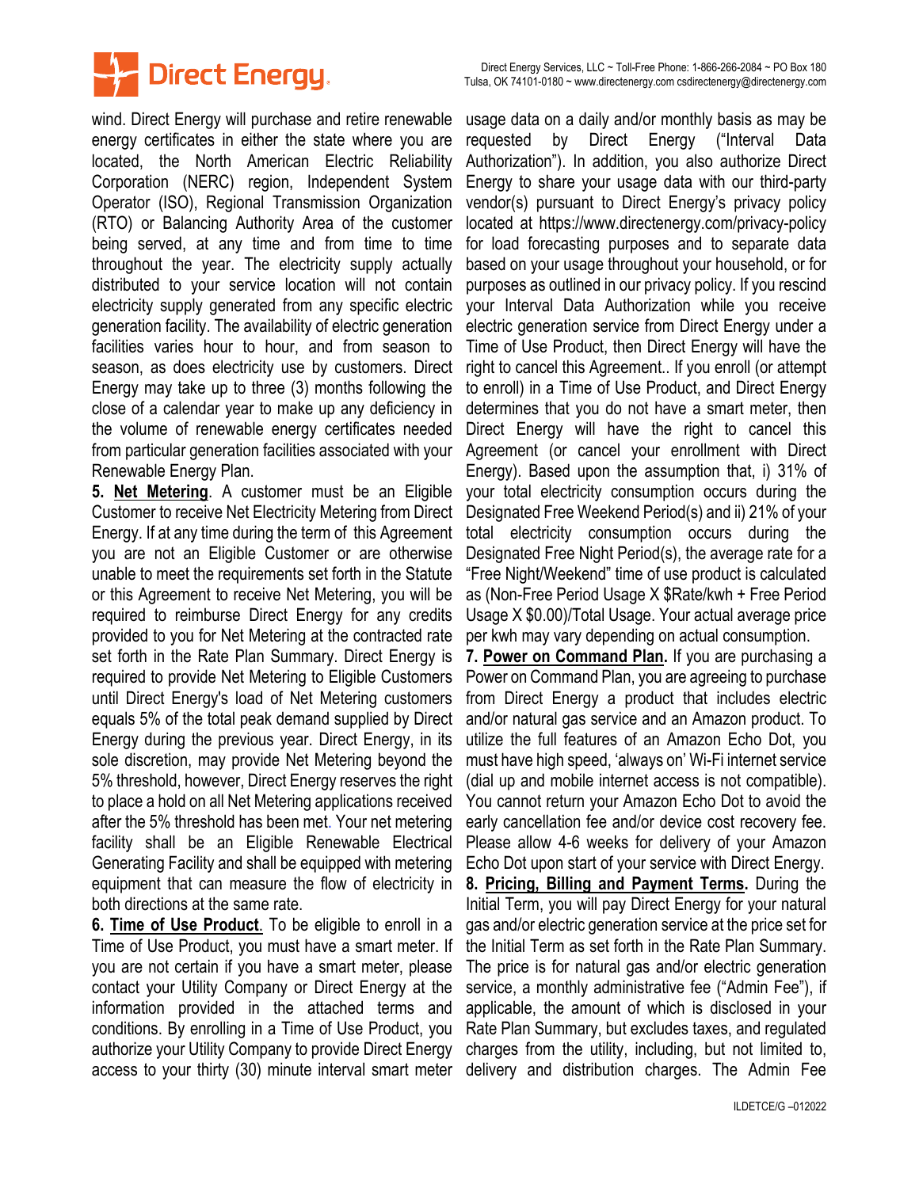wind. Direct Energy will purchase and retire renewable energy certificates in either the state where you are located, the North American Electric Reliability Corporation (NERC) region, Independent System Operator (ISO), Regional Transmission Organization (RTO) or Balancing Authority Area of the customer being served, at any time and from time to time throughout the year. The electricity supply actually distributed to your service location will not contain electricity supply generated from any specific electric generation facility. The availability of electric generation facilities varies hour to hour, and from season to season, as does electricity use by customers. Direct Energy may take up to three (3) months following the close of a calendar year to make up any deficiency in the volume of renewable energy certificates needed from particular generation facilities associated with your Renewable Energy Plan.

**5. Net Metering**. A customer must be an Eligible Customer to receive Net Electricity Metering from Direct Energy. If at any time during the term of this Agreement you are not an Eligible Customer or are otherwise unable to meet the requirements set forth in the Statute or this Agreement to receive Net Metering, you will be required to reimburse Direct Energy for any credits provided to you for Net Metering at the contracted rate set forth in the Rate Plan Summary. Direct Energy is required to provide Net Metering to Eligible Customers until Direct Energy's load of Net Metering customers equals 5% of the total peak demand supplied by Direct Energy during the previous year. Direct Energy, in its sole discretion, may provide Net Metering beyond the 5% threshold, however, Direct Energy reserves the right to place a hold on all Net Metering applications received after the 5% threshold has been met. Your net metering facility shall be an Eligible Renewable Electrical Generating Facility and shall be equipped with metering equipment that can measure the flow of electricity in both directions at the same rate.

**6. Time of Use Product**. To be eligible to enroll in a Time of Use Product, you must have a smart meter. If you are not certain if you have a smart meter, please contact your Utility Company or Direct Energy at the information provided in the attached terms and conditions. By enrolling in a Time of Use Product, you authorize your Utility Company to provide Direct Energy access to your thirty (30) minute interval smart meter usage data on a daily and/or monthly basis as may be requested by Direct Energy ("Interval Data Authorization"). In addition, you also authorize Direct Energy to share your usage data with our third-party vendor(s) pursuant to Direct Energy's privacy policy located at https://www.directenergy.com/privacy-policy for load forecasting purposes and to separate data based on your usage throughout your household, or for purposes as outlined in our privacy policy. If you rescind your Interval Data Authorization while you receive electric generation service from Direct Energy under a Time of Use Product, then Direct Energy will have the right to cancel this Agreement.. If you enroll (or attempt to enroll) in a Time of Use Product, and Direct Energy determines that you do not have a smart meter, then Direct Energy will have the right to cancel this Agreement (or cancel your enrollment with Direct Energy). Based upon the assumption that, i) 31% of your total electricity consumption occurs during the Designated Free Weekend Period(s) and ii) 21% of your total electricity consumption occurs during the Designated Free Night Period(s), the average rate for a "Free Night/Weekend" time of use product is calculated as (Non-Free Period Usage X $Rate/kwh + Free Period Usage X $0.00)/Total Usage. Your actual average price per kwh may vary depending on actual consumption.

**7. Power on Command Plan.** If you are purchasing a Power on Command Plan, you are agreeing to purchase from Direct Energy a product that includes electric and/or natural gas service and an Amazon product. To utilize the full features of an Amazon Echo Dot, you must have high speed, 'always on' Wi-Fi internet service (dial up and mobile internet access is not compatible). You cannot return your Amazon Echo Dot to avoid the early cancellation fee and/or device cost recovery fee. Please allow 4-6 weeks for delivery of your Amazon Echo Dot upon start of your service with Direct Energy.

**8. Pricing, Billing and Payment Terms.** During the Initial Term, you will pay Direct Energy for your natural gas and/or electric generation service at the price set for the Initial Term as set forth in the Rate Plan Summary. The price is for natural gas and/or electric generation service, a monthly administrative fee ("Admin Fee"), if applicable, the amount of which is disclosed in your Rate Plan Summary, but excludes taxes, and regulated charges from the utility, including, but not limited to, delivery and distribution charges. The Admin Fee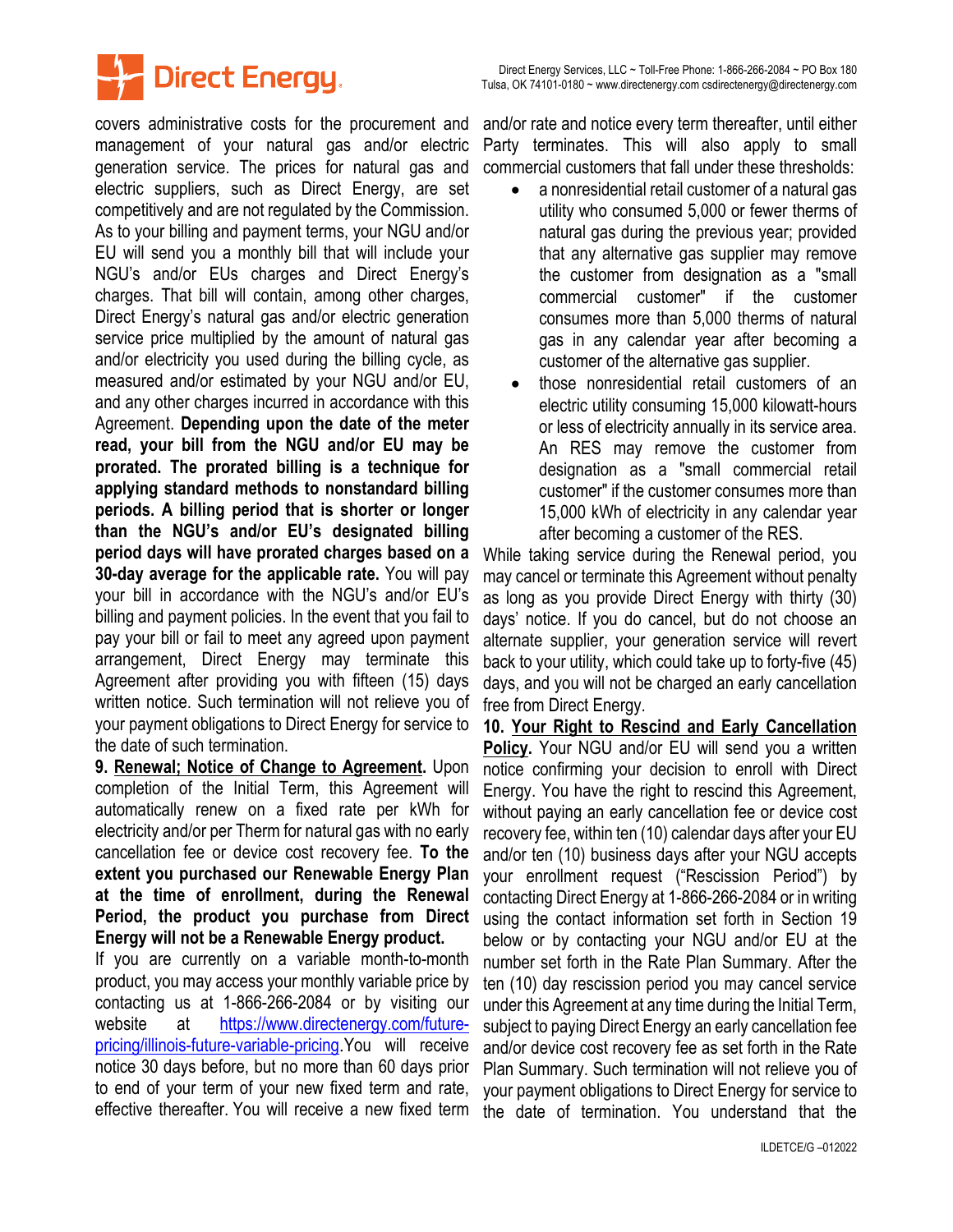covers administrative costs for the procurement and management of your natural gas and/or electric generation service. The prices for natural gas and electric suppliers, such as Direct Energy, are set competitively and are not regulated by the Commission. As to your billing and payment terms, your NGU and/or EU will send you a monthly bill that will include your NGU's and/or EUs charges and Direct Energy's charges. That bill will contain, among other charges, Direct Energy's natural gas and/or electric generation service price multiplied by the amount of natural gas and/or electricity you used during the billing cycle, as measured and/or estimated by your NGU and/or EU, and any other charges incurred in accordance with this Agreement. **Depending upon the date of the meter read, your bill from the NGU and/or EU may be prorated. The prorated billing is a technique for applying standard methods to nonstandard billing periods. A billing period that is shorter or longer than the NGU's and/or EU's designated billing period days will have prorated charges based on a 30-day average for the applicable rate.** You will pay your bill in accordance with the NGU's and/or EU's billing and payment policies. In the event that you fail to pay your bill or fail to meet any agreed upon payment arrangement, Direct Energy may terminate this Agreement after providing you with fifteen (15) days written notice. Such termination will not relieve you of your payment obligations to Direct Energy for service to the date of such termination.

**9. <u>Renewal; Notice of Change to Agreement</u>.** Upon completion of the Initial Term, this Agreement will automatically renew on a fixed rate per kWh for electricity and/or per Therm for natural gas with no early cancellation fee or device cost recovery fee. **To the extent you purchased our Renewable Energy Plan at the time of enrollment, during the Renewal Period, the product you purchase from Direct Energy will not be a Renewable Energy product.**

If you are currently on a variable month-to-month product, you may access your monthly variable price by contacting us at 1-866-266-2084 or by visiting our website at https://www.directenergy.com/future-pricing/illinois-future-variable-pricing.You will receive notice 30 days before, but no more than 60 days prior to end of your term of your new fixed term and rate, effective thereafter. You will receive a new fixed term and/or rate and notice every term thereafter, until either Party terminates. This will also apply to small commercial customers that fall under these thresholds:

- a nonresidential retail customer of a natural gas utility who consumed 5,000 or fewer therms of natural gas during the previous year; provided that any alternative gas supplier may remove the customer from designation as a "small commercial customer" if the customer consumes more than 5,000 therms of natural gas in any calendar year after becoming a customer of the alternative gas supplier.
- those nonresidential retail customers of an electric utility consuming 15,000 kilowatt-hours or less of electricity annually in its service area. An RES may remove the customer from designation as a "small commercial retail customer" if the customer consumes more than 15,000 kWh of electricity in any calendar year after becoming a customer of the RES.

While taking service during the Renewal period, you may cancel or terminate this Agreement without penalty as long as you provide Direct Energy with thirty (30) days' notice. If you do cancel, but do not choose an alternate supplier, your generation service will revert back to your utility, which could take up to forty-five (45) days, and you will not be charged an early cancellation free from Direct Energy.

**10. <u>Your Right to Rescind and Early Cancellation Policy</u>.** Your NGU and/or EU will send you a written notice confirming your decision to enroll with Direct Energy. You have the right to rescind this Agreement, without paying an early cancellation fee or device cost recovery fee, within ten (10) calendar days after your EU and/or ten (10) business days after your NGU accepts your enrollment request ("Rescission Period") by contacting Direct Energy at 1-866-266-2084 or in writing using the contact information set forth in Section 19 below or by contacting your NGU and/or EU at the number set forth in the Rate Plan Summary. After the ten (10) day rescission period you may cancel service under this Agreement at any time during the Initial Term, subject to paying Direct Energy an early cancellation fee and/or device cost recovery fee as set forth in the Rate Plan Summary. Such termination will not relieve you of your payment obligations to Direct Energy for service to the date of termination. You understand that the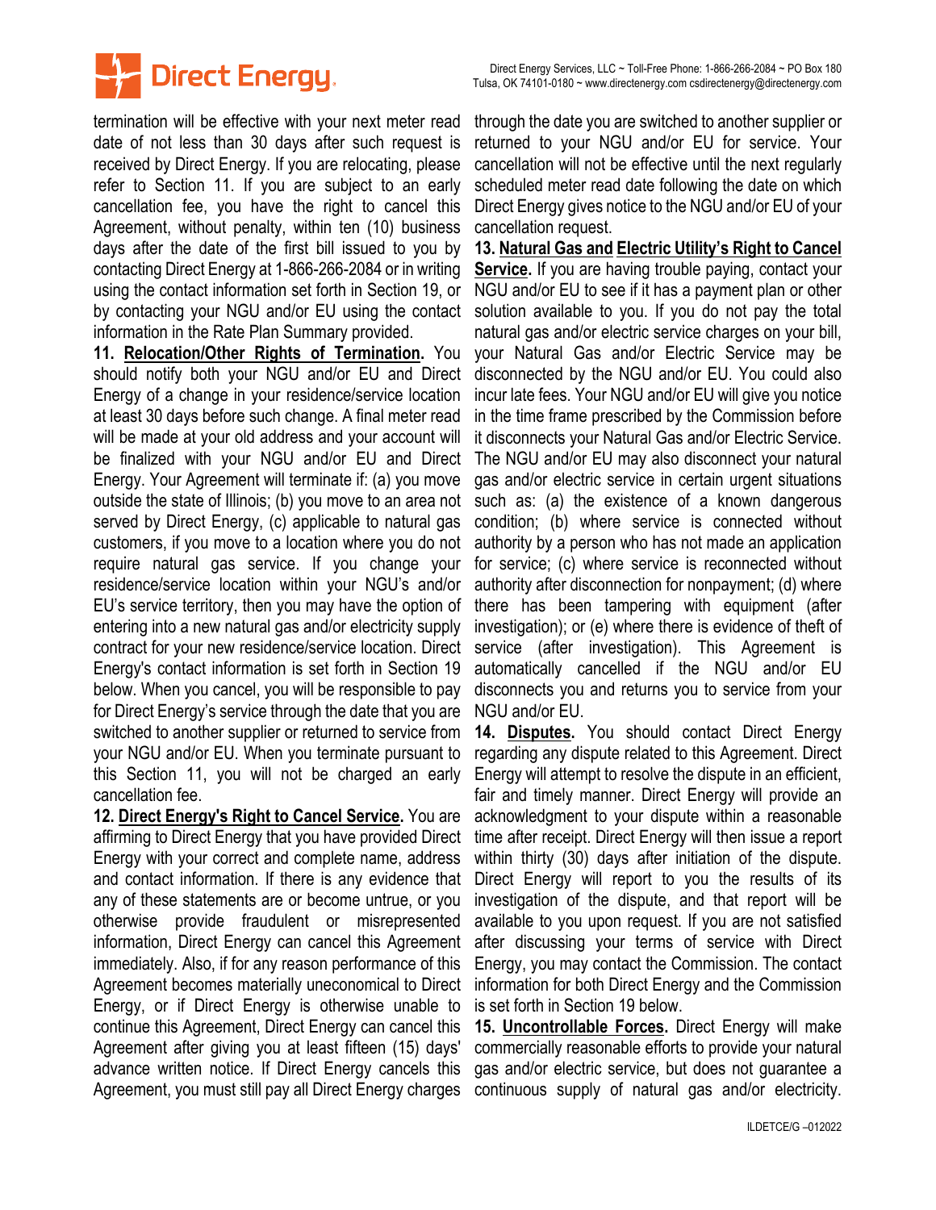termination will be effective with your next meter read date of not less than 30 days after such request is received by Direct Energy. If you are relocating, please refer to Section 11. If you are subject to an early cancellation fee, you have the right to cancel this Agreement, without penalty, within ten (10) business days after the date of the first bill issued to you by contacting Direct Energy at 1-866-266-2084 or in writing using the contact information set forth in Section 19, or by contacting your NGU and/or EU using the contact information in the Rate Plan Summary provided.

**11. <u>Relocation/Other Rights of Termination</u>.** You should notify both your NGU and/or EU and Direct Energy of a change in your residence/service location at least 30 days before such change. A final meter read will be made at your old address and your account will be finalized with your NGU and/or EU and Direct Energy. Your Agreement will terminate if: (a) you move outside the state of Illinois; (b) you move to an area not served by Direct Energy, (c) applicable to natural gas customers, if you move to a location where you do not require natural gas service. If you change your residence/service location within your NGU's and/or EU's service territory, then you may have the option of entering into a new natural gas and/or electricity supply contract for your new residence/service location. Direct Energy's contact information is set forth in Section 19 below. When you cancel, you will be responsible to pay for Direct Energy's service through the date that you are switched to another supplier or returned to service from your NGU and/or EU. When you terminate pursuant to this Section 11, you will not be charged an early cancellation fee.

**12. <u>Direct Energy's Right to Cancel Service</u>.** You are affirming to Direct Energy that you have provided Direct Energy with your correct and complete name, address and contact information. If there is any evidence that any of these statements are or become untrue, or you otherwise provide fraudulent or misrepresented information, Direct Energy can cancel this Agreement immediately. Also, if for any reason performance of this Agreement becomes materially uneconomical to Direct Energy, or if Direct Energy is otherwise unable to continue this Agreement, Direct Energy can cancel this Agreement after giving you at least fifteen (15) days' advance written notice. If Direct Energy cancels this Agreement, you must still pay all Direct Energy charges through the date you are switched to another supplier or returned to your NGU and/or EU for service. Your cancellation will not be effective until the next regularly scheduled meter read date following the date on which Direct Energy gives notice to the NGU and/or EU of your cancellation request.

**13. <u>Natural Gas and Electric Utility's Right to Cancel Service</u>.** If you are having trouble paying, contact your NGU and/or EU to see if it has a payment plan or other solution available to you. If you do not pay the total natural gas and/or electric service charges on your bill, your Natural Gas and/or Electric Service may be disconnected by the NGU and/or EU. You could also incur late fees. Your NGU and/or EU will give you notice in the time frame prescribed by the Commission before it disconnects your Natural Gas and/or Electric Service. The NGU and/or EU may also disconnect your natural gas and/or electric service in certain urgent situations such as: (a) the existence of a known dangerous condition; (b) where service is connected without authority by a person who has not made an application for service; (c) where service is reconnected without authority after disconnection for nonpayment; (d) where there has been tampering with equipment (after investigation); or (e) where there is evidence of theft of service (after investigation). This Agreement is automatically cancelled if the NGU and/or EU disconnects you and returns you to service from your NGU and/or EU.

**14. <u>Disputes</u>.** You should contact Direct Energy regarding any dispute related to this Agreement. Direct Energy will attempt to resolve the dispute in an efficient, fair and timely manner. Direct Energy will provide an acknowledgment to your dispute within a reasonable time after receipt. Direct Energy will then issue a report within thirty (30) days after initiation of the dispute. Direct Energy will report to you the results of its investigation of the dispute, and that report will be available to you upon request. If you are not satisfied after discussing your terms of service with Direct Energy, you may contact the Commission. The contact information for both Direct Energy and the Commission is set forth in Section 19 below.

**15. <u>Uncontrollable Forces</u>.** Direct Energy will make commercially reasonable efforts to provide your natural gas and/or electric service, but does not guarantee a continuous supply of natural gas and/or electricity.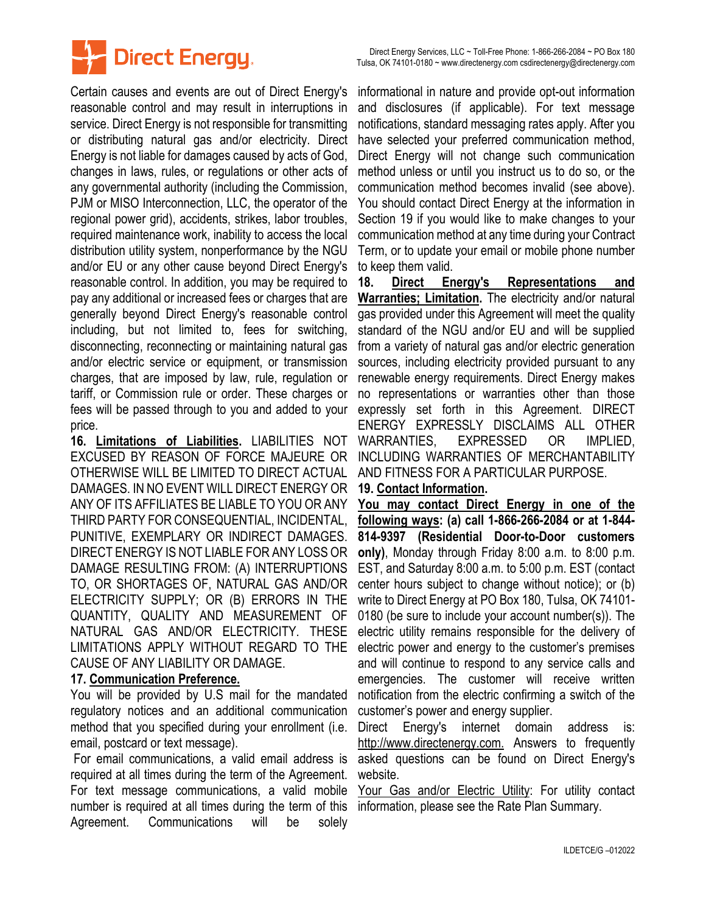Certain causes and events are out of Direct Energy's reasonable control and may result in interruptions in service. Direct Energy is not responsible for transmitting or distributing natural gas and/or electricity. Direct Energy is not liable for damages caused by acts of God, changes in laws, rules, or regulations or other acts of any governmental authority (including the Commission, PJM or MISO Interconnection, LLC, the operator of the regional power grid), accidents, strikes, labor troubles, required maintenance work, inability to access the local distribution utility system, nonperformance by the NGU and/or EU or any other cause beyond Direct Energy's reasonable control. In addition, you may be required to pay any additional or increased fees or charges that are generally beyond Direct Energy's reasonable control including, but not limited to, fees for switching, disconnecting, reconnecting or maintaining natural gas and/or electric service or equipment, or transmission charges, that are imposed by law, rule, regulation or tariff, or Commission rule or order. These charges or fees will be passed through to you and added to your price.

**16. <u>Limitations of Liabilities</u>.** LIABILITIES NOT EXCUSED BY REASON OF FORCE MAJEURE OR OTHERWISE WILL BE LIMITED TO DIRECT ACTUAL DAMAGES. IN NO EVENT WILL DIRECT ENERGY OR ANY OF ITS AFFILIATES BE LIABLE TO YOU OR ANY THIRD PARTY FOR CONSEQUENTIAL, INCIDENTAL, PUNITIVE, EXEMPLARY OR INDIRECT DAMAGES. DIRECT ENERGY IS NOT LIABLE FOR ANY LOSS OR DAMAGE RESULTING FROM: (A) INTERRUPTIONS TO, OR SHORTAGES OF, NATURAL GAS AND/OR ELECTRICITY SUPPLY; OR (B) ERRORS IN THE QUANTITY, QUALITY AND MEASUREMENT OF NATURAL GAS AND/OR ELECTRICITY. THESE LIMITATIONS APPLY WITHOUT REGARD TO THE CAUSE OF ANY LIABILITY OR DAMAGE.

**17. <u>Communication Preference.</u>**

You will be provided by U.S mail for the mandated regulatory notices and an additional communication method that you specified during your enrollment (i.e. email, postcard or text message).

For email communications, a valid email address is required at all times during the term of the Agreement. For text message communications, a valid mobile number is required at all times during the term of this Agreement. Communications will be solely informational in nature and provide opt-out information and disclosures (if applicable). For text message notifications, standard messaging rates apply. After you have selected your preferred communication method, Direct Energy will not change such communication method unless or until you instruct us to do so, or the communication method becomes invalid (see above). You should contact Direct Energy at the information in Section 19 if you would like to make changes to your communication method at any time during your Contract Term, or to update your email or mobile phone number to keep them valid.

**18. <u>Direct Energy's Representations and Warranties; Limitation</u>.** The electricity and/or natural gas provided under this Agreement will meet the quality standard of the NGU and/or EU and will be supplied from a variety of natural gas and/or electric generation sources, including electricity provided pursuant to any renewable energy requirements. Direct Energy makes no representations or warranties other than those expressly set forth in this Agreement. DIRECT ENERGY EXPRESSLY DISCLAIMS ALL OTHER WARRANTIES, EXPRESSED OR IMPLIED, INCLUDING WARRANTIES OF MERCHANTABILITY AND FITNESS FOR A PARTICULAR PURPOSE.

**19. <u>Contact Information</u>.**

**<u>You may contact Direct Energy in one of the following ways</u>: (a) call 1-866-266-2084 or at 1-844-814-9397 (Residential Door-to-Door customers only)**, Monday through Friday 8:00 a.m. to 8:00 p.m. EST, and Saturday 8:00 a.m. to 5:00 p.m. EST (contact center hours subject to change without notice); or (b) write to Direct Energy at PO Box 180, Tulsa, OK 74101-0180 (be sure to include your account number(s)). The electric utility remains responsible for the delivery of electric power and energy to the customer's premises and will continue to respond to any service calls and emergencies. The customer will receive written notification from the electric confirming a switch of the customer's power and energy supplier.

Direct Energy's internet domain address is: <u>http://www.directenergy.com.</u> Answers to frequently asked questions can be found on Direct Energy's website.

<u>Your Gas and/or Electric Utility</u>: For utility contact information, please see the Rate Plan Summary.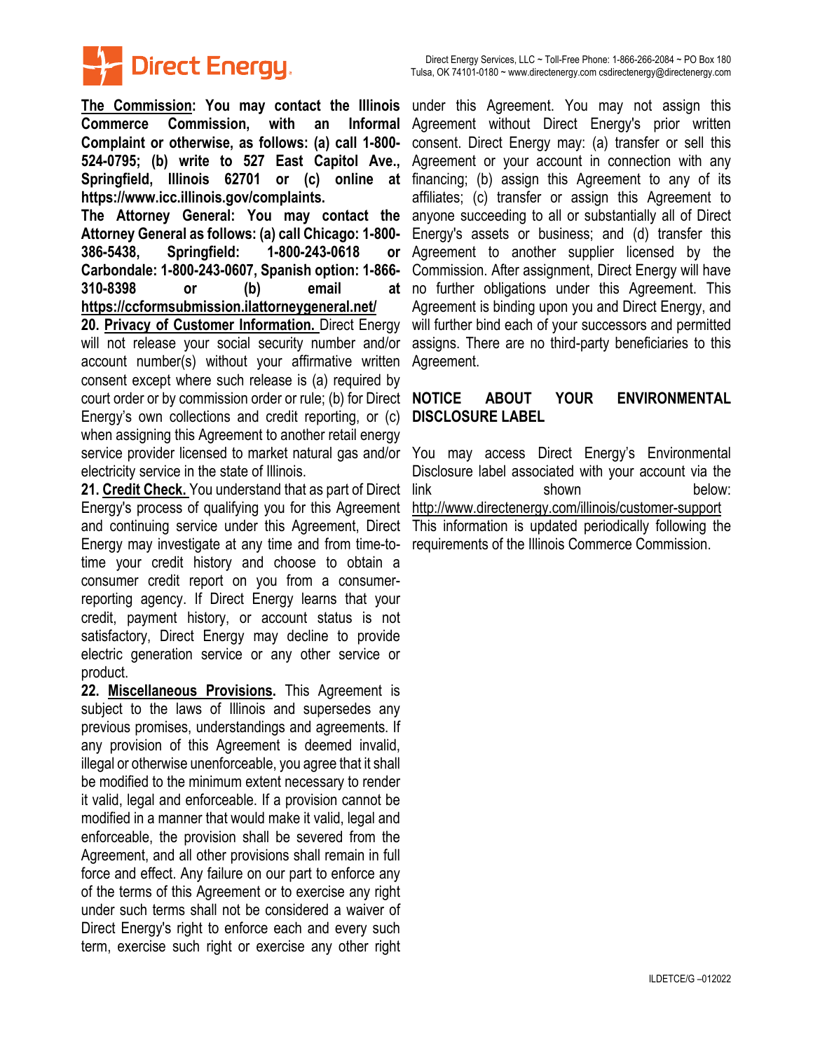**The Commission: You may contact the Illinois Commerce Commission, with an Informal Complaint or otherwise, as follows: (a) call 1-800-524-0795; (b) write to 527 East Capitol Ave., Springfield, Illinois 62701 or (c) online at https://www.icc.illinois.gov/complaints.**

**The Attorney General: You may contact the Attorney General as follows: (a) call Chicago: 1-800-386-5438, Springfield: 1-800-243-0618 or Carbondale: 1-800-243-0607, Spanish option: 1-866-310-8398 or (b) email at https://ccformsubmission.ilattorneygeneral.net/**

**20. Privacy of Customer Information.** Direct Energy will not release your social security number and/or account number(s) without your affirmative written consent except where such release is (a) required by court order or by commission order or rule; (b) for Direct Energy's own collections and credit reporting, or (c) when assigning this Agreement to another retail energy service provider licensed to market natural gas and/or electricity service in the state of Illinois.

**21. Credit Check.** You understand that as part of Direct Energy's process of qualifying you for this Agreement and continuing service under this Agreement, Direct Energy may investigate at any time and from time-to-time your credit history and choose to obtain a consumer credit report on you from a consumer-reporting agency. If Direct Energy learns that your credit, payment history, or account status is not satisfactory, Direct Energy may decline to provide electric generation service or any other service or product.

**22. Miscellaneous Provisions.** This Agreement is subject to the laws of Illinois and supersedes any previous promises, understandings and agreements. If any provision of this Agreement is deemed invalid, illegal or otherwise unenforceable, you agree that it shall be modified to the minimum extent necessary to render it valid, legal and enforceable. If a provision cannot be modified in a manner that would make it valid, legal and enforceable, the provision shall be severed from the Agreement, and all other provisions shall remain in full force and effect. Any failure on our part to enforce any of the terms of this Agreement or to exercise any right under such terms shall not be considered a waiver of Direct Energy's right to enforce each and every such term, exercise such right or exercise any other right under this Agreement. You may not assign this Agreement without Direct Energy's prior written consent. Direct Energy may: (a) transfer or sell this Agreement or your account in connection with any financing; (b) assign this Agreement to any of its affiliates; (c) transfer or assign this Agreement to anyone succeeding to all or substantially all of Direct Energy's assets or business; and (d) transfer this Agreement to another supplier licensed by the Commission. After assignment, Direct Energy will have no further obligations under this Agreement. This Agreement is binding upon you and Direct Energy, and will further bind each of your successors and permitted assigns. There are no third-party beneficiaries to this Agreement.

**NOTICE ABOUT YOUR ENVIRONMENTAL DISCLOSURE LABEL**

You may access Direct Energy's Environmental Disclosure label associated with your account via the link shown below: http://www.directenergy.com/illinois/customer-support This information is updated periodically following the requirements of the Illinois Commerce Commission.

ILDETCE/G –012022